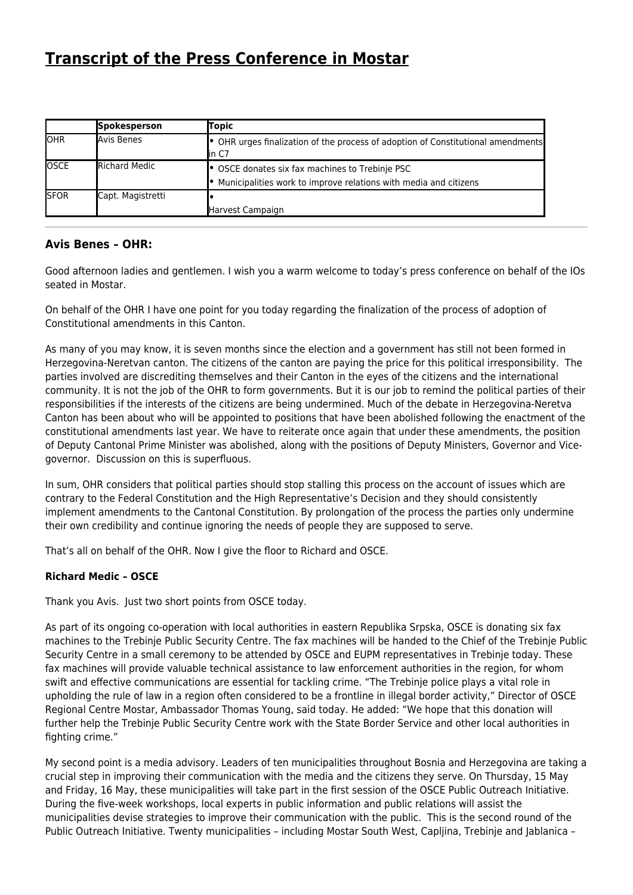# Transcript of the Press Conference in Mostar

| | Spokesperson | Topic |
|---|---|---|
| OHR | Avis Benes | • OHR urges finalization of the process of adoption of Constitutional amendments in C7 |
| OSCE | Richard Medic | • OSCE donates six fax machines to Trebinje PSC<br>• Municipalities work to improve relations with media and citizens |
| SFOR | Capt. Magistretti | •<br>Harvest Campaign |

---

### Avis Benes – OHR:

Good afternoon ladies and gentlemen. I wish you a warm welcome to today's press conference on behalf of the IOs seated in Mostar.

On behalf of the OHR I have one point for you today regarding the finalization of the process of adoption of Constitutional amendments in this Canton.

As many of you may know, it is seven months since the election and a government has still not been formed in Herzegovina-Neretvan canton. The citizens of the canton are paying the price for this political irresponsibility. The parties involved are discrediting themselves and their Canton in the eyes of the citizens and the international community. It is not the job of the OHR to form governments. But it is our job to remind the political parties of their responsibilities if the interests of the citizens are being undermined. Much of the debate in Herzegovina-Neretva Canton has been about who will be appointed to positions that have been abolished following the enactment of the constitutional amendments last year. We have to reiterate once again that under these amendments, the position of Deputy Cantonal Prime Minister was abolished, along with the positions of Deputy Ministers, Governor and Vice-governor. Discussion on this is superfluous.

In sum, OHR considers that political parties should stop stalling this process on the account of issues which are contrary to the Federal Constitution and the High Representative's Decision and they should consistently implement amendments to the Cantonal Constitution. By prolongation of the process the parties only undermine their own credibility and continue ignoring the needs of people they are supposed to serve.

That's all on behalf of the OHR. Now I give the floor to Richard and OSCE.

**Richard Medic – OSCE**

Thank you Avis. Just two short points from OSCE today.

As part of its ongoing co-operation with local authorities in eastern Republika Srpska, OSCE is donating six fax machines to the Trebinje Public Security Centre. The fax machines will be handed to the Chief of the Trebinje Public Security Centre in a small ceremony to be attended by OSCE and EUPM representatives in Trebinje today. These fax machines will provide valuable technical assistance to law enforcement authorities in the region, for whom swift and effective communications are essential for tackling crime. "The Trebinje police plays a vital role in upholding the rule of law in a region often considered to be a frontline in illegal border activity," Director of OSCE Regional Centre Mostar, Ambassador Thomas Young, said today. He added: "We hope that this donation will further help the Trebinje Public Security Centre work with the State Border Service and other local authorities in fighting crime."

My second point is a media advisory. Leaders of ten municipalities throughout Bosnia and Herzegovina are taking a crucial step in improving their communication with the media and the citizens they serve. On Thursday, 15 May and Friday, 16 May, these municipalities will take part in the first session of the OSCE Public Outreach Initiative. During the five-week workshops, local experts in public information and public relations will assist the municipalities devise strategies to improve their communication with the public. This is the second round of the Public Outreach Initiative. Twenty municipalities – including Mostar South West, Capljina, Trebinje and Jablanica –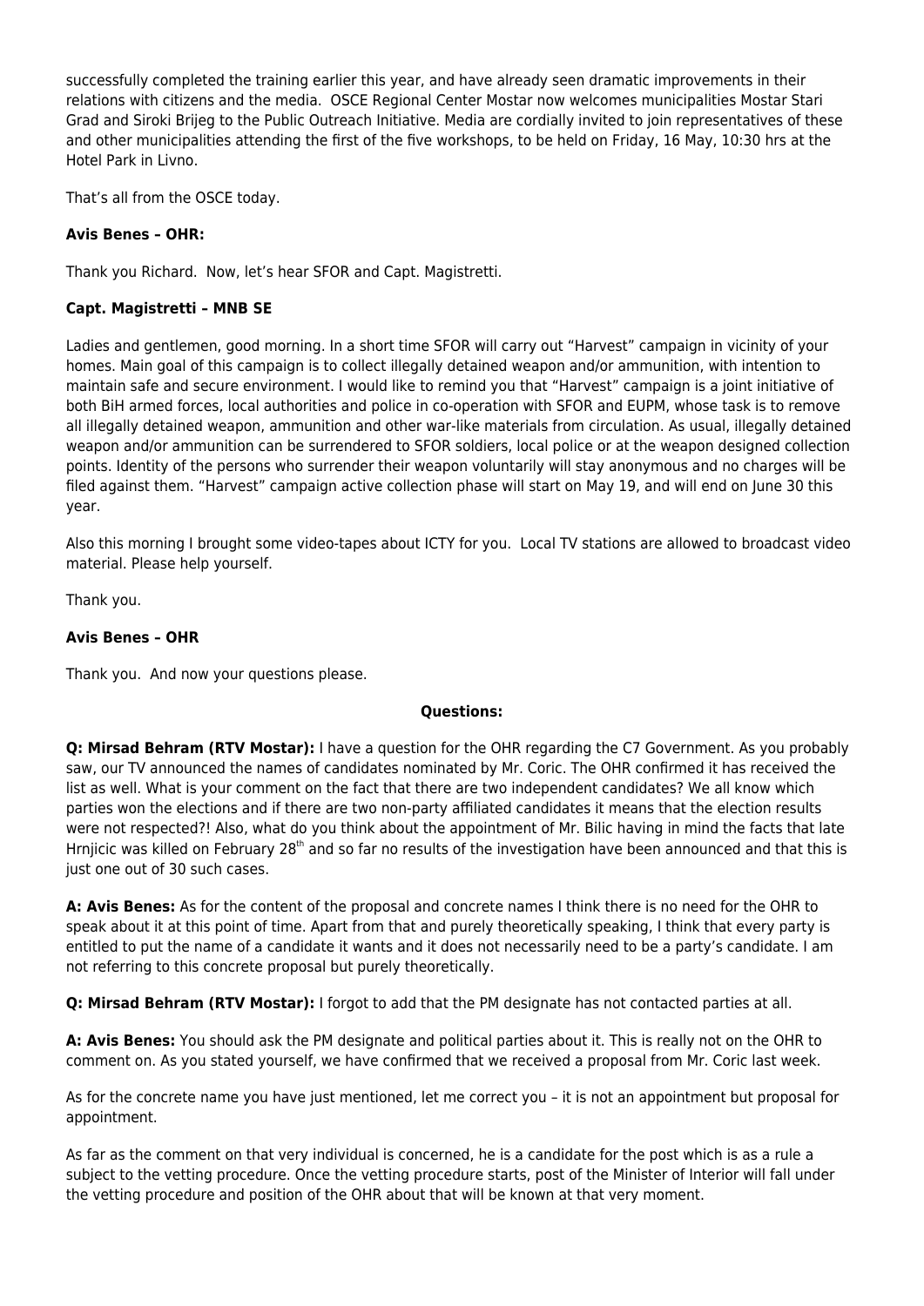successfully completed the training earlier this year, and have already seen dramatic improvements in their relations with citizens and the media. OSCE Regional Center Mostar now welcomes municipalities Mostar Stari Grad and Siroki Brijeg to the Public Outreach Initiative. Media are cordially invited to join representatives of these and other municipalities attending the first of the five workshops, to be held on Friday, 16 May, 10:30 hrs at the Hotel Park in Livno.

That's all from the OSCE today.

**Avis Benes – OHR:**

Thank you Richard. Now, let's hear SFOR and Capt. Magistretti.

**Capt. Magistretti – MNB SE**

Ladies and gentlemen, good morning. In a short time SFOR will carry out "Harvest" campaign in vicinity of your homes. Main goal of this campaign is to collect illegally detained weapon and/or ammunition, with intention to maintain safe and secure environment. I would like to remind you that "Harvest" campaign is a joint initiative of both BiH armed forces, local authorities and police in co-operation with SFOR and EUPM, whose task is to remove all illegally detained weapon, ammunition and other war-like materials from circulation. As usual, illegally detained weapon and/or ammunition can be surrendered to SFOR soldiers, local police or at the weapon designed collection points. Identity of the persons who surrender their weapon voluntarily will stay anonymous and no charges will be filed against them. "Harvest" campaign active collection phase will start on May 19, and will end on June 30 this year.

Also this morning I brought some video-tapes about ICTY for you. Local TV stations are allowed to broadcast video material. Please help yourself.

Thank you.

**Avis Benes – OHR**

Thank you. And now your questions please.

**Questions:**

**Q: Mirsad Behram (RTV Mostar):** I have a question for the OHR regarding the C7 Government. As you probably saw, our TV announced the names of candidates nominated by Mr. Coric. The OHR confirmed it has received the list as well. What is your comment on the fact that there are two independent candidates? We all know which parties won the elections and if there are two non-party affiliated candidates it means that the election results were not respected?! Also, what do you think about the appointment of Mr. Bilic having in mind the facts that late Hrnjicic was killed on February 28th and so far no results of the investigation have been announced and that this is just one out of 30 such cases.

**A: Avis Benes:** As for the content of the proposal and concrete names I think there is no need for the OHR to speak about it at this point of time. Apart from that and purely theoretically speaking, I think that every party is entitled to put the name of a candidate it wants and it does not necessarily need to be a party's candidate. I am not referring to this concrete proposal but purely theoretically.

**Q: Mirsad Behram (RTV Mostar):** I forgot to add that the PM designate has not contacted parties at all.

**A: Avis Benes:** You should ask the PM designate and political parties about it. This is really not on the OHR to comment on. As you stated yourself, we have confirmed that we received a proposal from Mr. Coric last week.

As for the concrete name you have just mentioned, let me correct you – it is not an appointment but proposal for appointment.

As far as the comment on that very individual is concerned, he is a candidate for the post which is as a rule a subject to the vetting procedure. Once the vetting procedure starts, post of the Minister of Interior will fall under the vetting procedure and position of the OHR about that will be known at that very moment.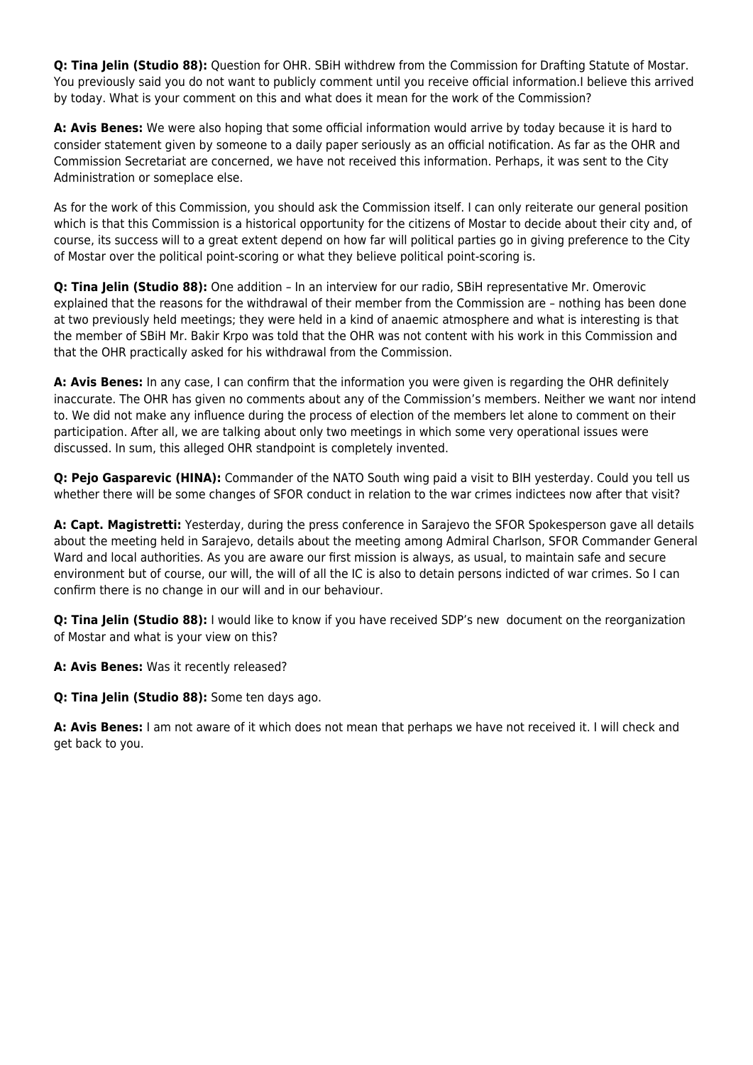**Q: Tina Jelin (Studio 88):** Question for OHR. SBiH withdrew from the Commission for Drafting Statute of Mostar. You previously said you do not want to publicly comment until you receive official information.I believe this arrived by today. What is your comment on this and what does it mean for the work of the Commission?

**A: Avis Benes:** We were also hoping that some official information would arrive by today because it is hard to consider statement given by someone to a daily paper seriously as an official notification. As far as the OHR and Commission Secretariat are concerned, we have not received this information. Perhaps, it was sent to the City Administration or someplace else.

As for the work of this Commission, you should ask the Commission itself. I can only reiterate our general position which is that this Commission is a historical opportunity for the citizens of Mostar to decide about their city and, of course, its success will to a great extent depend on how far will political parties go in giving preference to the City of Mostar over the political point-scoring or what they believe political point-scoring is.

**Q: Tina Jelin (Studio 88):** One addition – In an interview for our radio, SBiH representative Mr. Omerovic explained that the reasons for the withdrawal of their member from the Commission are – nothing has been done at two previously held meetings; they were held in a kind of anaemic atmosphere and what is interesting is that the member of SBiH Mr. Bakir Krpo was told that the OHR was not content with his work in this Commission and that the OHR practically asked for his withdrawal from the Commission.

**A: Avis Benes:** In any case, I can confirm that the information you were given is regarding the OHR definitely inaccurate. The OHR has given no comments about any of the Commission's members. Neither we want nor intend to. We did not make any influence during the process of election of the members let alone to comment on their participation. After all, we are talking about only two meetings in which some very operational issues were discussed. In sum, this alleged OHR standpoint is completely invented.

**Q: Pejo Gasparevic (HINA):** Commander of the NATO South wing paid a visit to BIH yesterday. Could you tell us whether there will be some changes of SFOR conduct in relation to the war crimes indictees now after that visit?

**A: Capt. Magistretti:** Yesterday, during the press conference in Sarajevo the SFOR Spokesperson gave all details about the meeting held in Sarajevo, details about the meeting among Admiral Charlson, SFOR Commander General Ward and local authorities. As you are aware our first mission is always, as usual, to maintain safe and secure environment but of course, our will, the will of all the IC is also to detain persons indicted of war crimes. So I can confirm there is no change in our will and in our behaviour.

**Q: Tina Jelin (Studio 88):** I would like to know if you have received SDP's new document on the reorganization of Mostar and what is your view on this?

**A: Avis Benes:** Was it recently released?

**Q: Tina Jelin (Studio 88):** Some ten days ago.

**A: Avis Benes:** I am not aware of it which does not mean that perhaps we have not received it. I will check and get back to you.